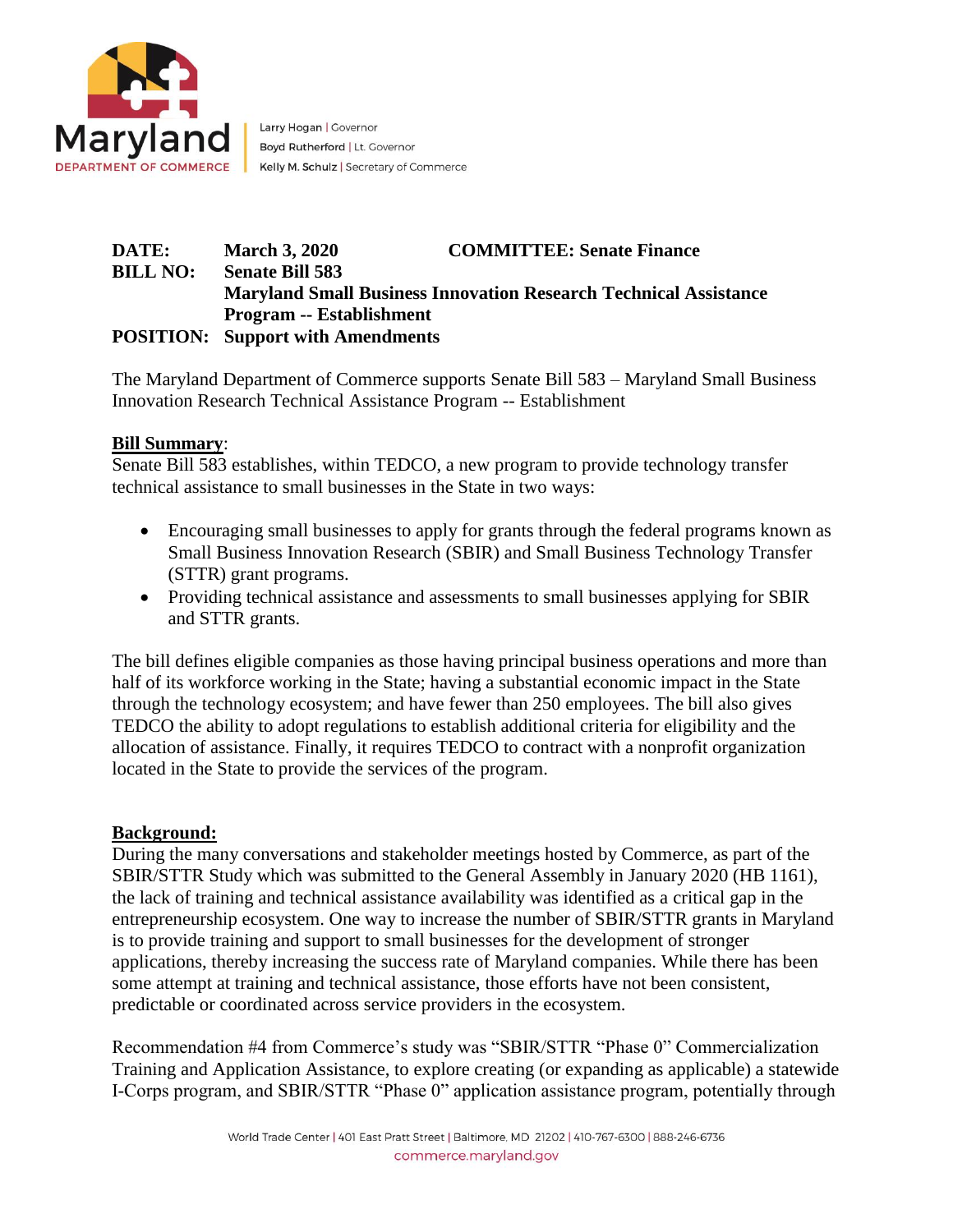Maryland DEPARTMENT OF COMMERCE

Larry Hogan | Governor
Boyd Rutherford | Lt. Governor
Kelly M. Schulz | Secretary of Commerce

**DATE:** **March 3, 2020** **COMMITTEE: Senate Finance**
**BILL NO:** **Senate Bill 583**
**Maryland Small Business Innovation Research Technical Assistance Program -- Establishment**
**POSITION:** **Support with Amendments**

The Maryland Department of Commerce supports Senate Bill 583 – Maryland Small Business Innovation Research Technical Assistance Program -- Establishment

**Bill Summary**:
Senate Bill 583 establishes, within TEDCO, a new program to provide technology transfer technical assistance to small businesses in the State in two ways:

- Encouraging small businesses to apply for grants through the federal programs known as Small Business Innovation Research (SBIR) and Small Business Technology Transfer (STTR) grant programs.
- Providing technical assistance and assessments to small businesses applying for SBIR and STTR grants.

The bill defines eligible companies as those having principal business operations and more than half of its workforce working in the State; having a substantial economic impact in the State through the technology ecosystem; and have fewer than 250 employees. The bill also gives TEDCO the ability to adopt regulations to establish additional criteria for eligibility and the allocation of assistance. Finally, it requires TEDCO to contract with a nonprofit organization located in the State to provide the services of the program.

**Background:**
During the many conversations and stakeholder meetings hosted by Commerce, as part of the SBIR/STTR Study which was submitted to the General Assembly in January 2020 (HB 1161), the lack of training and technical assistance availability was identified as a critical gap in the entrepreneurship ecosystem. One way to increase the number of SBIR/STTR grants in Maryland is to provide training and support to small businesses for the development of stronger applications, thereby increasing the success rate of Maryland companies. While there has been some attempt at training and technical assistance, those efforts have not been consistent, predictable or coordinated across service providers in the ecosystem.

Recommendation #4 from Commerce's study was "SBIR/STTR "Phase 0" Commercialization Training and Application Assistance, to explore creating (or expanding as applicable) a statewide I-Corps program, and SBIR/STTR "Phase 0" application assistance program, potentially through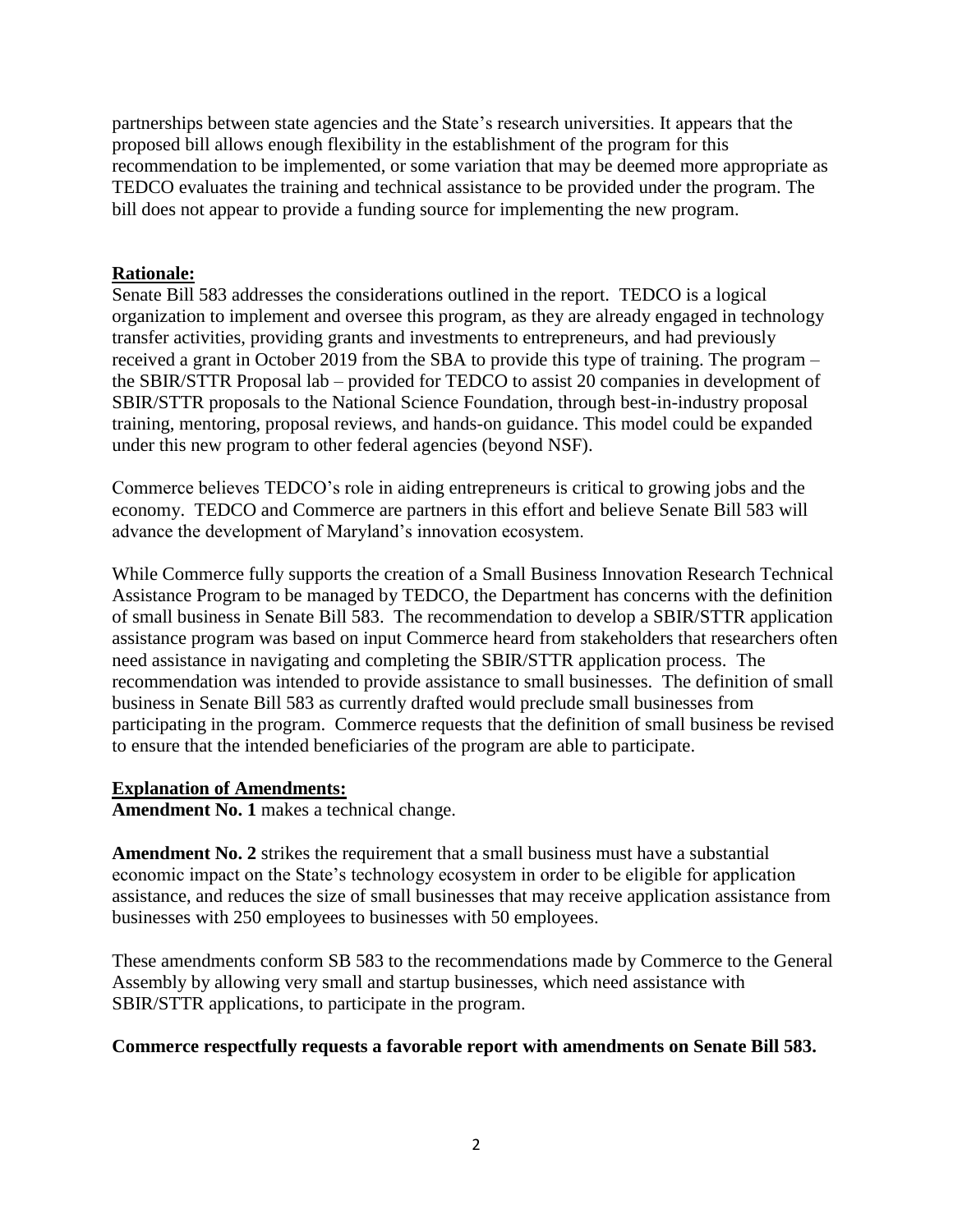partnerships between state agencies and the State's research universities. It appears that the proposed bill allows enough flexibility in the establishment of the program for this recommendation to be implemented, or some variation that may be deemed more appropriate as TEDCO evaluates the training and technical assistance to be provided under the program. The bill does not appear to provide a funding source for implementing the new program.

**Rationale:**

Senate Bill 583 addresses the considerations outlined in the report. TEDCO is a logical organization to implement and oversee this program, as they are already engaged in technology transfer activities, providing grants and investments to entrepreneurs, and had previously received a grant in October 2019 from the SBA to provide this type of training. The program – the SBIR/STTR Proposal lab – provided for TEDCO to assist 20 companies in development of SBIR/STTR proposals to the National Science Foundation, through best-in-industry proposal training, mentoring, proposal reviews, and hands-on guidance. This model could be expanded under this new program to other federal agencies (beyond NSF).

Commerce believes TEDCO's role in aiding entrepreneurs is critical to growing jobs and the economy. TEDCO and Commerce are partners in this effort and believe Senate Bill 583 will advance the development of Maryland's innovation ecosystem.

While Commerce fully supports the creation of a Small Business Innovation Research Technical Assistance Program to be managed by TEDCO, the Department has concerns with the definition of small business in Senate Bill 583. The recommendation to develop a SBIR/STTR application assistance program was based on input Commerce heard from stakeholders that researchers often need assistance in navigating and completing the SBIR/STTR application process. The recommendation was intended to provide assistance to small businesses. The definition of small business in Senate Bill 583 as currently drafted would preclude small businesses from participating in the program. Commerce requests that the definition of small business be revised to ensure that the intended beneficiaries of the program are able to participate.

**Explanation of Amendments:**

**Amendment No. 1** makes a technical change.

**Amendment No. 2** strikes the requirement that a small business must have a substantial economic impact on the State's technology ecosystem in order to be eligible for application assistance, and reduces the size of small businesses that may receive application assistance from businesses with 250 employees to businesses with 50 employees.

These amendments conform SB 583 to the recommendations made by Commerce to the General Assembly by allowing very small and startup businesses, which need assistance with SBIR/STTR applications, to participate in the program.

**Commerce respectfully requests a favorable report with amendments on Senate Bill 583.**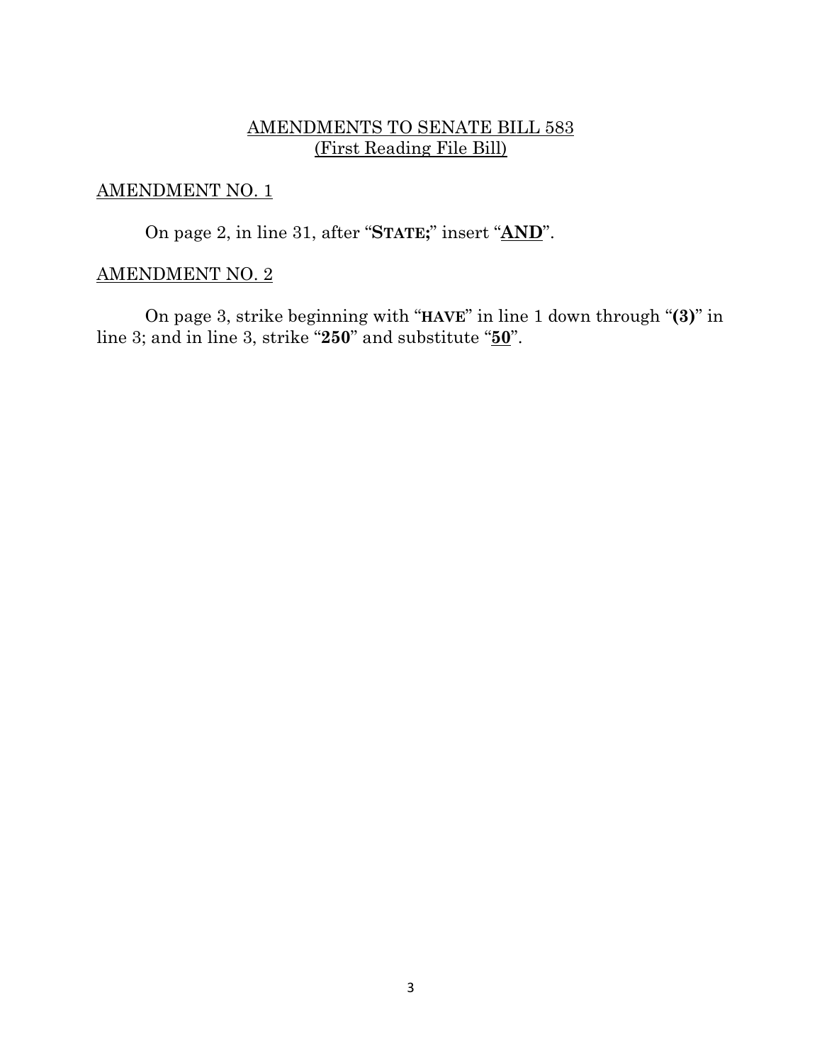<u>AMENDMENTS TO SENATE BILL 583</u>
<u>(First Reading File Bill)</u>

<u>AMENDMENT NO. 1</u>

On page 2, in line 31, after "**STATE;**" insert "**<u>AND</u>**".

<u>AMENDMENT NO. 2</u>

On page 3, strike beginning with "**HAVE**" in line 1 down through "**(3)**" in line 3; and in line 3, strike "**250**" and substitute "**<u>50</u>**".